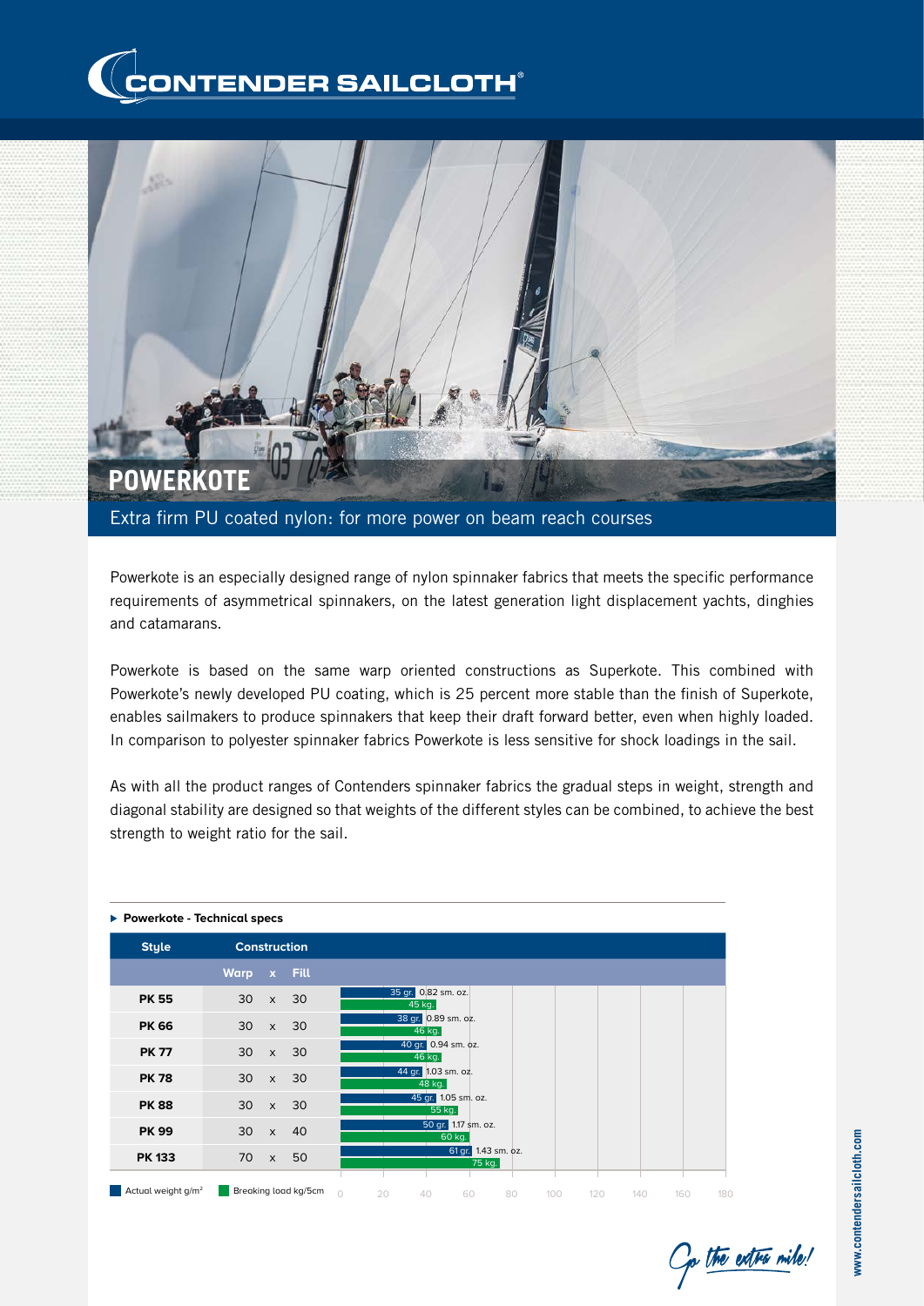# CONTENDER SAILCLOTH®

## POWERKOTE

Extra firm PU coated nylon: for more power on beam reach courses

Powerkote is an especially designed range of nylon spinnaker fabrics that meets the specific performance requirements of asymmetrical spinnakers, on the latest generation light displacement yachts, dinghies and catamarans.

Powerkote is based on the same warp oriented constructions as Superkote. This combined with Powerkote's newly developed PU coating, which is 25 percent more stable than the finish of Superkote, enables sailmakers to produce spinnakers that keep their draft forward better, even when highly loaded. In comparison to polyester spinnaker fabrics Powerkote is less sensitive for shock loadings in the sail.

As with all the product ranges of Contenders spinnaker fabrics the gradual steps in weight, strength and diagonal stability are designed so that weights of the different styles can be combined, to achieve the best strength to weight ratio for the sail.

### Powerkote - Technical specs

| Style | Construction Warp x Fill | Actual weight g/m² | Weight sm. oz. | Breaking load kg/5cm |
|---|---|---|---|---|
| PK 55 | 30 x 30 | 35 gr. | 0.82 sm. oz. | 45 kg. |
| PK 66 | 30 x 30 | 38 gr. | 0.89 sm. oz. | 46 kg. |
| PK 77 | 30 x 30 | 40 gr. | 0.94 sm. oz. | 46 kg. |
| PK 78 | 30 x 30 | 44 gr. | 1.03 sm. oz. | 48 kg. |
| PK 88 | 30 x 30 | 45 gr. | 1.05 sm. oz. | 55 kg. |
| PK 99 | 30 x 40 | 50 gr. | 1.17 sm. oz. | 60 kg. |
| PK 133 | 70 x 50 | 61 gr. | 1.43 sm. oz. | 75 kg. |

*Go the extra mile!*

www.contendersailcloth.com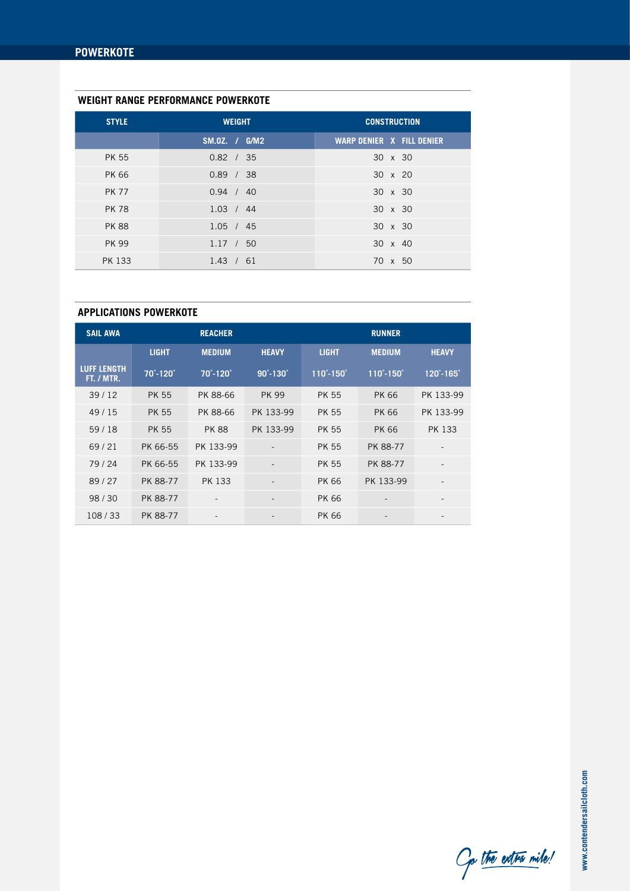## POWERKOTE

### WEIGHT RANGE PERFORMANCE POWERKOTE

| STYLE | WEIGHT | CONSTRUCTION |
|---|---|---|
| | SM.OZ. / G/M2 | WARP DENIER X FILL DENIER |
| PK 55 | 0.82 / 35 | 30 x 30 |
| PK 66 | 0.89 / 38 | 30 x 20 |
| PK 77 | 0.94 / 40 | 30 x 30 |
| PK 78 | 1.03 / 44 | 30 x 30 |
| PK 88 | 1.05 / 45 | 30 x 30 |
| PK 99 | 1.17 / 50 | 30 x 40 |
| PK 133 | 1.43 / 61 | 70 x 50 |

### APPLICATIONS POWERKOTE

| SAIL AWA | REACHER | | | RUNNER | | |
|---|---|---|---|---|---|---|
| | LIGHT | MEDIUM | HEAVY | LIGHT | MEDIUM | HEAVY |
| LUFF LENGTH FT. / MTR. | 70°-120° | 70°-120° | 90°-130° | 110°-150° | 110°-150° | 120°-165° |
| 39 / 12 | PK 55 | PK 88-66 | PK 99 | PK 55 | PK 66 | PK 133-99 |
| 49 / 15 | PK 55 | PK 88-66 | PK 133-99 | PK 55 | PK 66 | PK 133-99 |
| 59 / 18 | PK 55 | PK 88 | PK 133-99 | PK 55 | PK 66 | PK 133 |
| 69 / 21 | PK 66-55 | PK 133-99 | - | PK 55 | PK 88-77 | - |
| 79 / 24 | PK 66-55 | PK 133-99 | - | PK 55 | PK 88-77 | - |
| 89 / 27 | PK 88-77 | PK 133 | - | PK 66 | PK 133-99 | - |
| 98 / 30 | PK 88-77 | - | - | PK 66 | - | - |
| 108 / 33 | PK 88-77 | - | - | PK 66 | - | - |

Go the extra mile!

www.contendersailcloth.com